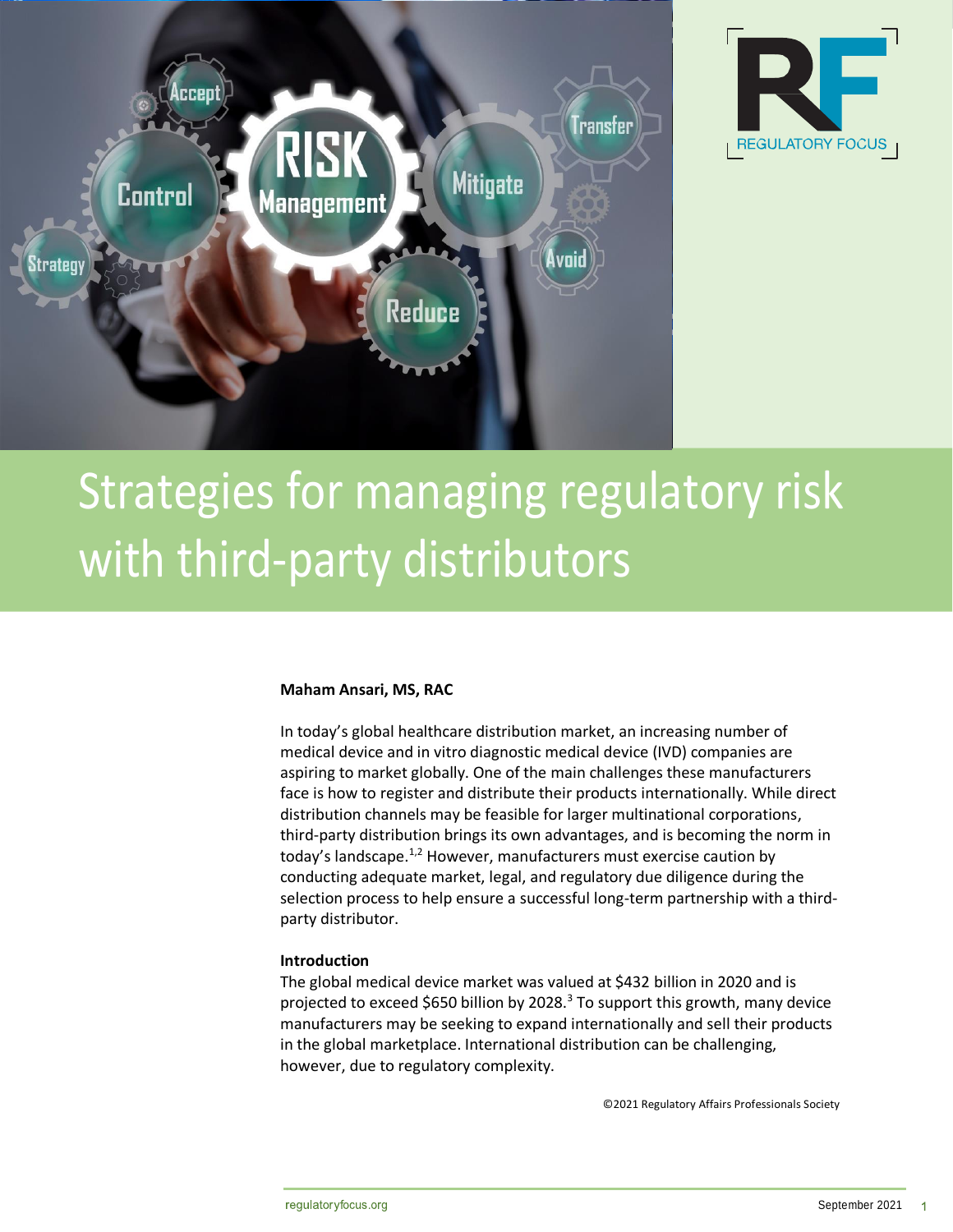# Strategies for managing regulatory risk with third-party distributors

**Maham Ansari, MS, RAC**

In today's global healthcare distribution market, an increasing number of medical device and in vitro diagnostic medical device (IVD) companies are aspiring to market globally. One of the main challenges these manufacturers face is how to register and distribute their products internationally. While direct distribution channels may be feasible for larger multinational corporations, third-party distribution brings its own advantages, and is becoming the norm in today's landscape.[1,2] However, manufacturers must exercise caution by conducting adequate market, legal, and regulatory due diligence during the selection process to help ensure a successful long-term partnership with a third-party distributor.

## Introduction

The global medical device market was valued at $432 billion in 2020 and is projected to exceed $650 billion by 2028.[3] To support this growth, many device manufacturers may be seeking to expand internationally and sell their products in the global marketplace. International distribution can be challenging, however, due to regulatory complexity.

©2021 Regulatory Affairs Professionals Society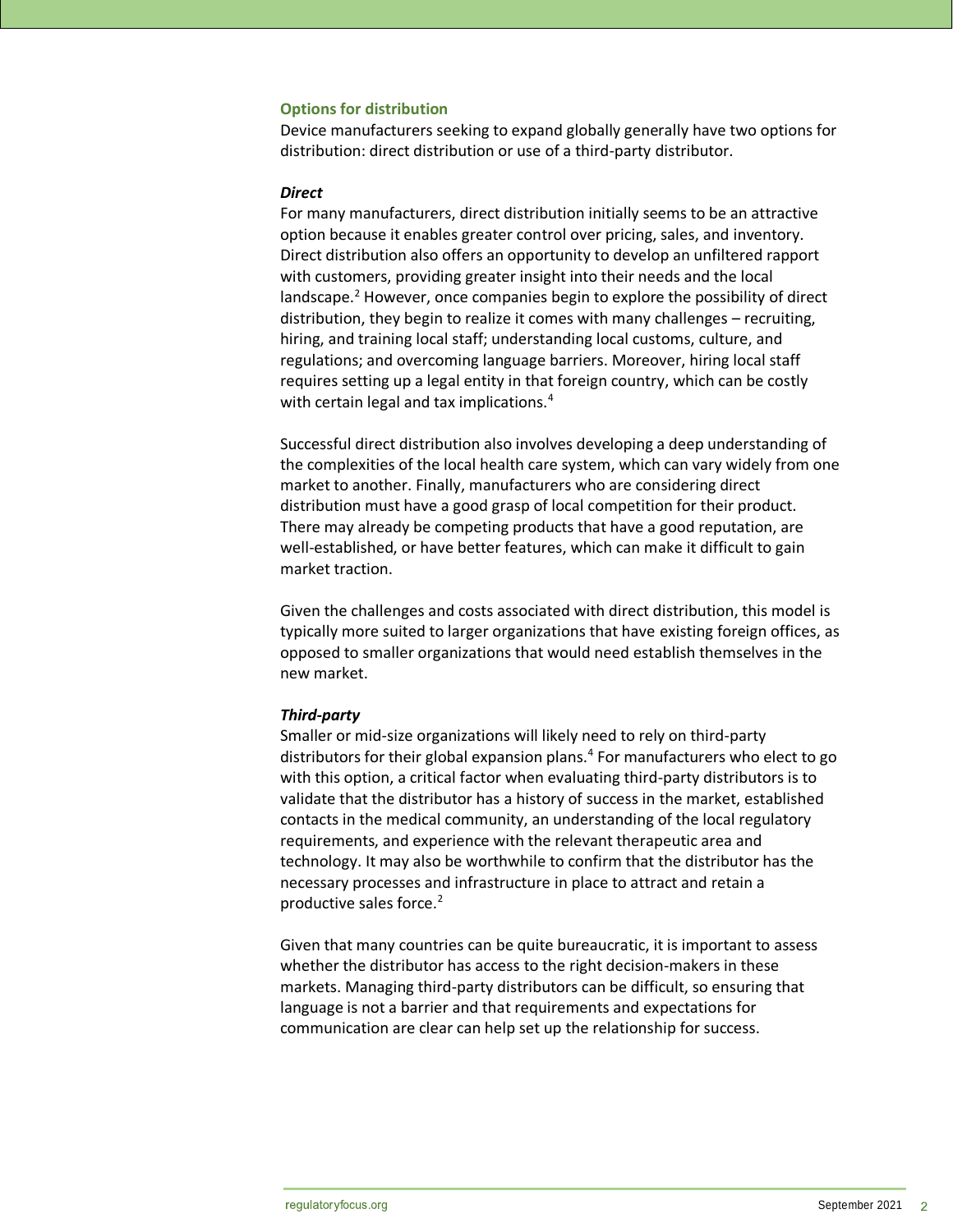## Options for distribution

Device manufacturers seeking to expand globally generally have two options for distribution: direct distribution or use of a third-party distributor.

### *Direct*

For many manufacturers, direct distribution initially seems to be an attractive option because it enables greater control over pricing, sales, and inventory. Direct distribution also offers an opportunity to develop an unfiltered rapport with customers, providing greater insight into their needs and the local landscape.[2] However, once companies begin to explore the possibility of direct distribution, they begin to realize it comes with many challenges – recruiting, hiring, and training local staff; understanding local customs, culture, and regulations; and overcoming language barriers. Moreover, hiring local staff requires setting up a legal entity in that foreign country, which can be costly with certain legal and tax implications.[4]

Successful direct distribution also involves developing a deep understanding of the complexities of the local health care system, which can vary widely from one market to another. Finally, manufacturers who are considering direct distribution must have a good grasp of local competition for their product. There may already be competing products that have a good reputation, are well-established, or have better features, which can make it difficult to gain market traction.

Given the challenges and costs associated with direct distribution, this model is typically more suited to larger organizations that have existing foreign offices, as opposed to smaller organizations that would need establish themselves in the new market.

### *Third-party*

Smaller or mid-size organizations will likely need to rely on third-party distributors for their global expansion plans.[4] For manufacturers who elect to go with this option, a critical factor when evaluating third-party distributors is to validate that the distributor has a history of success in the market, established contacts in the medical community, an understanding of the local regulatory requirements, and experience with the relevant therapeutic area and technology. It may also be worthwhile to confirm that the distributor has the necessary processes and infrastructure in place to attract and retain a productive sales force.[2]

Given that many countries can be quite bureaucratic, it is important to assess whether the distributor has access to the right decision-makers in these markets. Managing third-party distributors can be difficult, so ensuring that language is not a barrier and that requirements and expectations for communication are clear can help set up the relationship for success.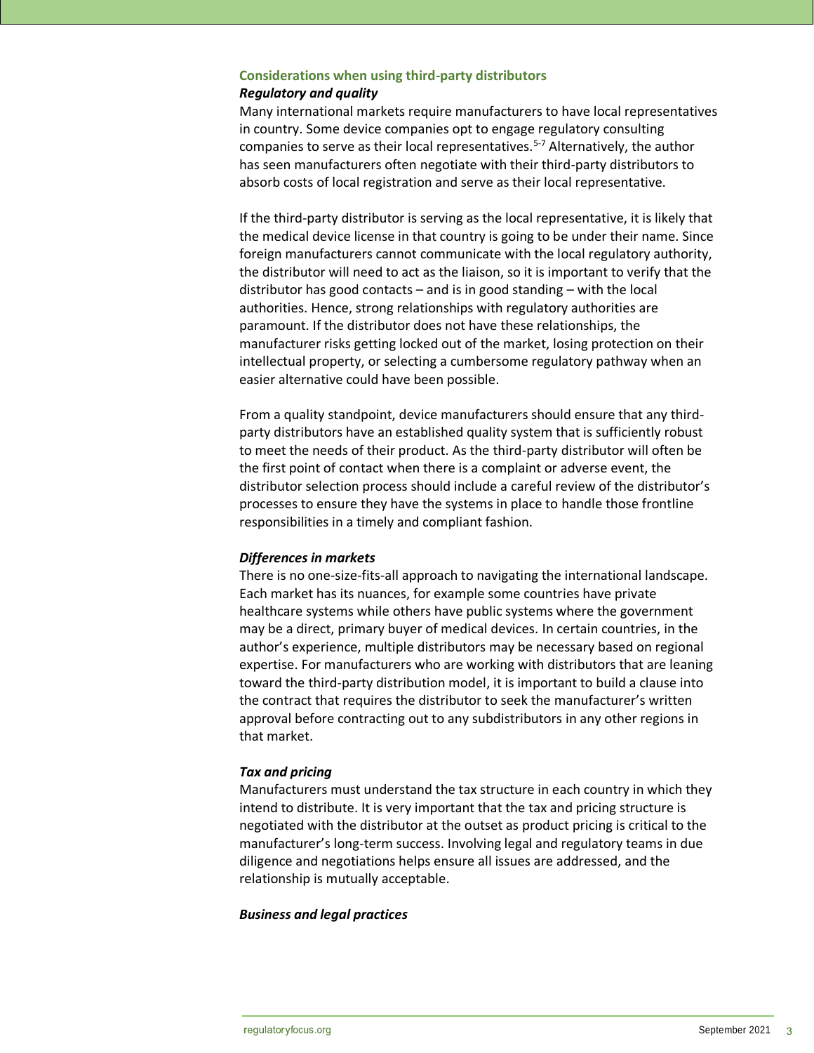### Considerations when using third-party distributors

#### *Regulatory and quality*

Many international markets require manufacturers to have local representatives in country. Some device companies opt to engage regulatory consulting companies to serve as their local representatives.[5-7] Alternatively, the author has seen manufacturers often negotiate with their third-party distributors to absorb costs of local registration and serve as their local representative.

If the third-party distributor is serving as the local representative, it is likely that the medical device license in that country is going to be under their name. Since foreign manufacturers cannot communicate with the local regulatory authority, the distributor will need to act as the liaison, so it is important to verify that the distributor has good contacts – and is in good standing – with the local authorities. Hence, strong relationships with regulatory authorities are paramount. If the distributor does not have these relationships, the manufacturer risks getting locked out of the market, losing protection on their intellectual property, or selecting a cumbersome regulatory pathway when an easier alternative could have been possible.

From a quality standpoint, device manufacturers should ensure that any third-party distributors have an established quality system that is sufficiently robust to meet the needs of their product. As the third-party distributor will often be the first point of contact when there is a complaint or adverse event, the distributor selection process should include a careful review of the distributor's processes to ensure they have the systems in place to handle those frontline responsibilities in a timely and compliant fashion.

#### *Differences in markets*

There is no one-size-fits-all approach to navigating the international landscape. Each market has its nuances, for example some countries have private healthcare systems while others have public systems where the government may be a direct, primary buyer of medical devices. In certain countries, in the author's experience, multiple distributors may be necessary based on regional expertise. For manufacturers who are working with distributors that are leaning toward the third-party distribution model, it is important to build a clause into the contract that requires the distributor to seek the manufacturer's written approval before contracting out to any subdistributors in any other regions in that market.

#### *Tax and pricing*

Manufacturers must understand the tax structure in each country in which they intend to distribute. It is very important that the tax and pricing structure is negotiated with the distributor at the outset as product pricing is critical to the manufacturer's long-term success. Involving legal and regulatory teams in due diligence and negotiations helps ensure all issues are addressed, and the relationship is mutually acceptable.

#### *Business and legal practices*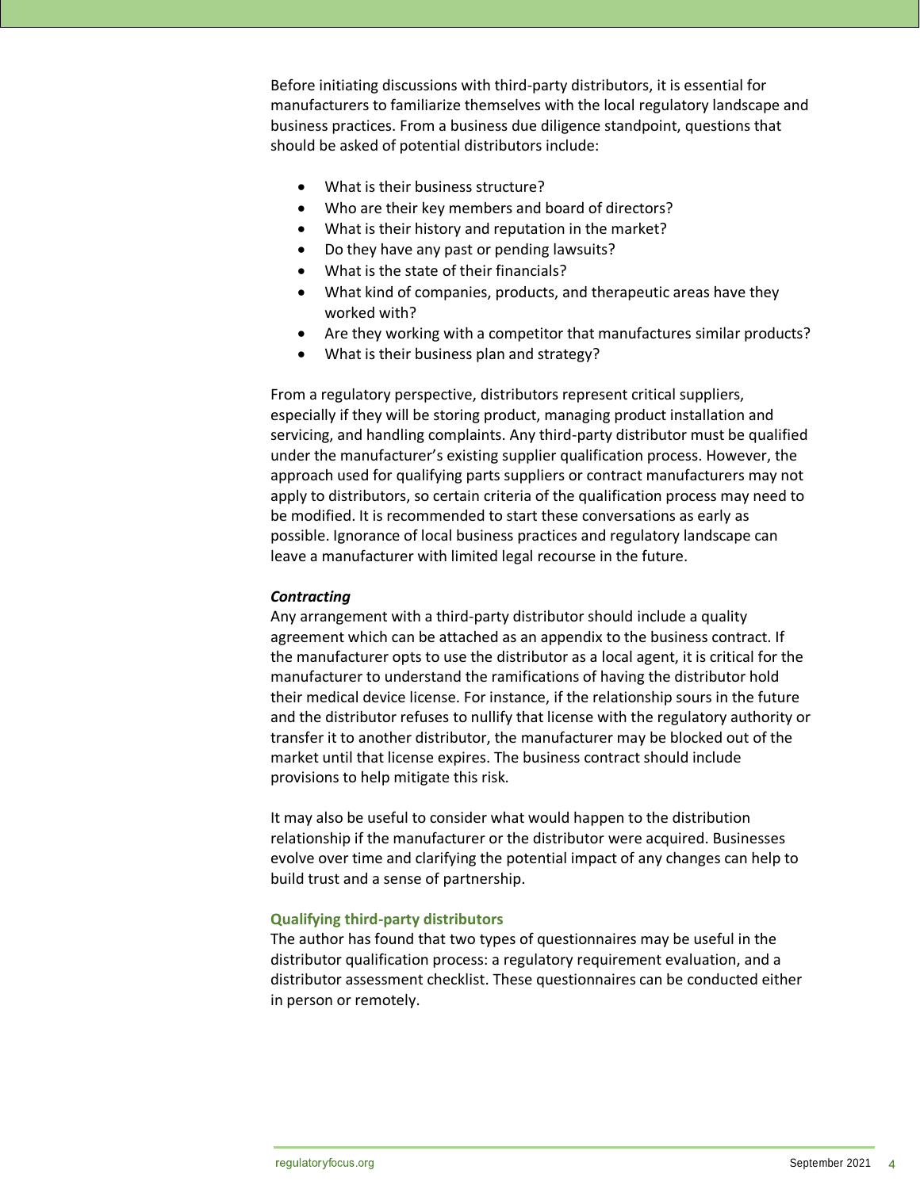Before initiating discussions with third-party distributors, it is essential for manufacturers to familiarize themselves with the local regulatory landscape and business practices. From a business due diligence standpoint, questions that should be asked of potential distributors include:

- What is their business structure?
- Who are their key members and board of directors?
- What is their history and reputation in the market?
- Do they have any past or pending lawsuits?
- What is the state of their financials?
- What kind of companies, products, and therapeutic areas have they worked with?
- Are they working with a competitor that manufactures similar products?
- What is their business plan and strategy?

From a regulatory perspective, distributors represent critical suppliers, especially if they will be storing product, managing product installation and servicing, and handling complaints. Any third-party distributor must be qualified under the manufacturer's existing supplier qualification process. However, the approach used for qualifying parts suppliers or contract manufacturers may not apply to distributors, so certain criteria of the qualification process may need to be modified. It is recommended to start these conversations as early as possible. Ignorance of local business practices and regulatory landscape can leave a manufacturer with limited legal recourse in the future.

***Contracting***

Any arrangement with a third-party distributor should include a quality agreement which can be attached as an appendix to the business contract. If the manufacturer opts to use the distributor as a local agent, it is critical for the manufacturer to understand the ramifications of having the distributor hold their medical device license. For instance, if the relationship sours in the future and the distributor refuses to nullify that license with the regulatory authority or transfer it to another distributor, the manufacturer may be blocked out of the market until that license expires. The business contract should include provisions to help mitigate this risk.

It may also be useful to consider what would happen to the distribution relationship if the manufacturer or the distributor were acquired. Businesses evolve over time and clarifying the potential impact of any changes can help to build trust and a sense of partnership.

### Qualifying third-party distributors

The author has found that two types of questionnaires may be useful in the distributor qualification process: a regulatory requirement evaluation, and a distributor assessment checklist. These questionnaires can be conducted either in person or remotely.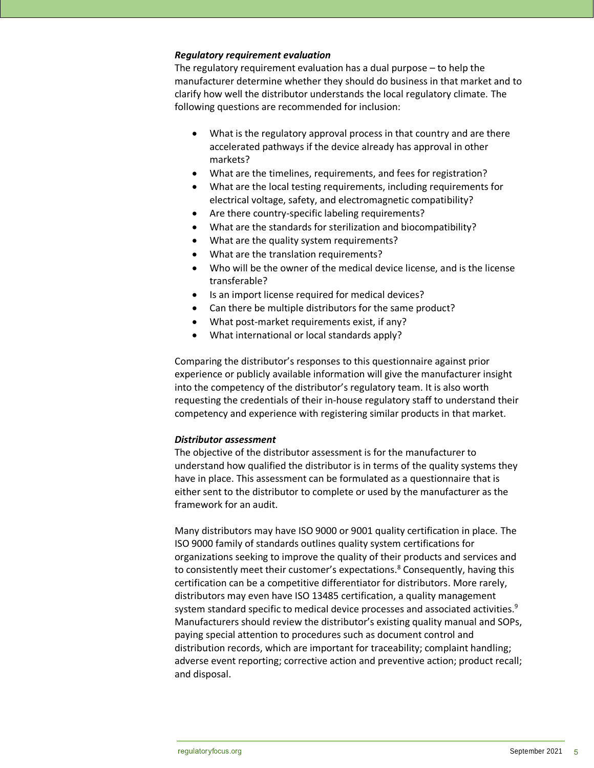***Regulatory requirement evaluation***

The regulatory requirement evaluation has a dual purpose – to help the manufacturer determine whether they should do business in that market and to clarify how well the distributor understands the local regulatory climate. The following questions are recommended for inclusion:

- What is the regulatory approval process in that country and are there accelerated pathways if the device already has approval in other markets?
- What are the timelines, requirements, and fees for registration?
- What are the local testing requirements, including requirements for electrical voltage, safety, and electromagnetic compatibility?
- Are there country-specific labeling requirements?
- What are the standards for sterilization and biocompatibility?
- What are the quality system requirements?
- What are the translation requirements?
- Who will be the owner of the medical device license, and is the license transferable?
- Is an import license required for medical devices?
- Can there be multiple distributors for the same product?
- What post-market requirements exist, if any?
- What international or local standards apply?

Comparing the distributor's responses to this questionnaire against prior experience or publicly available information will give the manufacturer insight into the competency of the distributor's regulatory team. It is also worth requesting the credentials of their in-house regulatory staff to understand their competency and experience with registering similar products in that market.

***Distributor assessment***

The objective of the distributor assessment is for the manufacturer to understand how qualified the distributor is in terms of the quality systems they have in place. This assessment can be formulated as a questionnaire that is either sent to the distributor to complete or used by the manufacturer as the framework for an audit.

Many distributors may have ISO 9000 or 9001 quality certification in place. The ISO 9000 family of standards outlines quality system certifications for organizations seeking to improve the quality of their products and services and to consistently meet their customer's expectations.[8] Consequently, having this certification can be a competitive differentiator for distributors. More rarely, distributors may even have ISO 13485 certification, a quality management system standard specific to medical device processes and associated activities.[9] Manufacturers should review the distributor's existing quality manual and SOPs, paying special attention to procedures such as document control and distribution records, which are important for traceability; complaint handling; adverse event reporting; corrective action and preventive action; product recall; and disposal.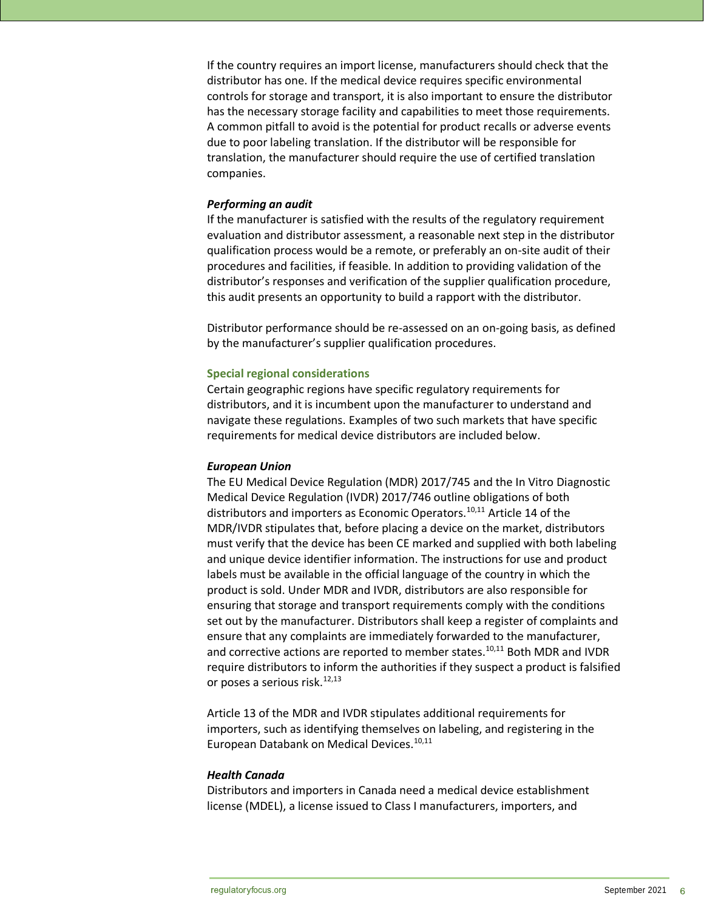If the country requires an import license, manufacturers should check that the distributor has one. If the medical device requires specific environmental controls for storage and transport, it is also important to ensure the distributor has the necessary storage facility and capabilities to meet those requirements. A common pitfall to avoid is the potential for product recalls or adverse events due to poor labeling translation. If the distributor will be responsible for translation, the manufacturer should require the use of certified translation companies.

***Performing an audit***

If the manufacturer is satisfied with the results of the regulatory requirement evaluation and distributor assessment, a reasonable next step in the distributor qualification process would be a remote, or preferably an on-site audit of their procedures and facilities, if feasible. In addition to providing validation of the distributor's responses and verification of the supplier qualification procedure, this audit presents an opportunity to build a rapport with the distributor.

Distributor performance should be re-assessed on an on-going basis, as defined by the manufacturer's supplier qualification procedures.

## Special regional considerations

Certain geographic regions have specific regulatory requirements for distributors, and it is incumbent upon the manufacturer to understand and navigate these regulations. Examples of two such markets that have specific requirements for medical device distributors are included below.

***European Union***

The EU Medical Device Regulation (MDR) 2017/745 and the In Vitro Diagnostic Medical Device Regulation (IVDR) 2017/746 outline obligations of both distributors and importers as Economic Operators.[10,11] Article 14 of the MDR/IVDR stipulates that, before placing a device on the market, distributors must verify that the device has been CE marked and supplied with both labeling and unique device identifier information. The instructions for use and product labels must be available in the official language of the country in which the product is sold. Under MDR and IVDR, distributors are also responsible for ensuring that storage and transport requirements comply with the conditions set out by the manufacturer. Distributors shall keep a register of complaints and ensure that any complaints are immediately forwarded to the manufacturer, and corrective actions are reported to member states.[10,11] Both MDR and IVDR require distributors to inform the authorities if they suspect a product is falsified or poses a serious risk.[12,13]

Article 13 of the MDR and IVDR stipulates additional requirements for importers, such as identifying themselves on labeling, and registering in the European Databank on Medical Devices.[10,11]

***Health Canada***

Distributors and importers in Canada need a medical device establishment license (MDEL), a license issued to Class I manufacturers, importers, and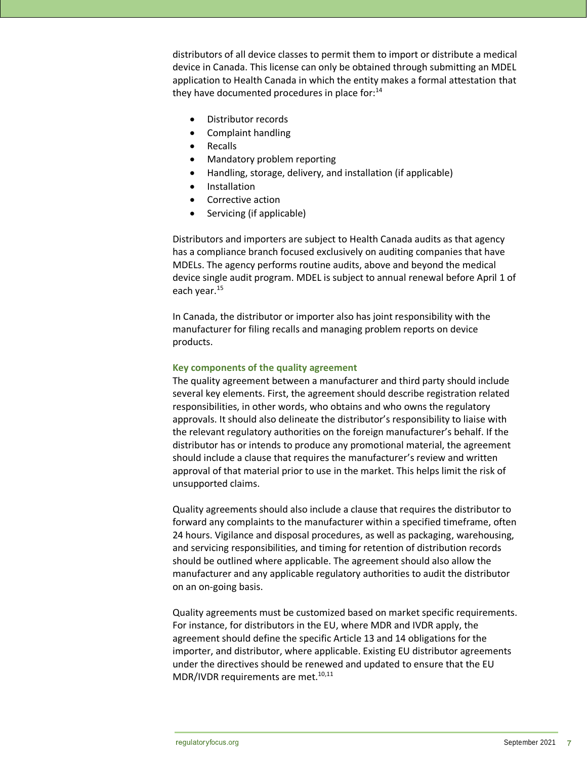distributors of all device classes to permit them to import or distribute a medical device in Canada. This license can only be obtained through submitting an MDEL application to Health Canada in which the entity makes a formal attestation that they have documented procedures in place for:[14]

- Distributor records
- Complaint handling
- Recalls
- Mandatory problem reporting
- Handling, storage, delivery, and installation (if applicable)
- Installation
- Corrective action
- Servicing (if applicable)

Distributors and importers are subject to Health Canada audits as that agency has a compliance branch focused exclusively on auditing companies that have MDELs. The agency performs routine audits, above and beyond the medical device single audit program. MDEL is subject to annual renewal before April 1 of each year.[15]

In Canada, the distributor or importer also has joint responsibility with the manufacturer for filing recalls and managing problem reports on device products.

### Key components of the quality agreement

The quality agreement between a manufacturer and third party should include several key elements. First, the agreement should describe registration related responsibilities, in other words, who obtains and who owns the regulatory approvals. It should also delineate the distributor's responsibility to liaise with the relevant regulatory authorities on the foreign manufacturer's behalf. If the distributor has or intends to produce any promotional material, the agreement should include a clause that requires the manufacturer's review and written approval of that material prior to use in the market. This helps limit the risk of unsupported claims.

Quality agreements should also include a clause that requires the distributor to forward any complaints to the manufacturer within a specified timeframe, often 24 hours. Vigilance and disposal procedures, as well as packaging, warehousing, and servicing responsibilities, and timing for retention of distribution records should be outlined where applicable. The agreement should also allow the manufacturer and any applicable regulatory authorities to audit the distributor on an on-going basis.

Quality agreements must be customized based on market specific requirements. For instance, for distributors in the EU, where MDR and IVDR apply, the agreement should define the specific Article 13 and 14 obligations for the importer, and distributor, where applicable. Existing EU distributor agreements under the directives should be renewed and updated to ensure that the EU MDR/IVDR requirements are met.[10,11]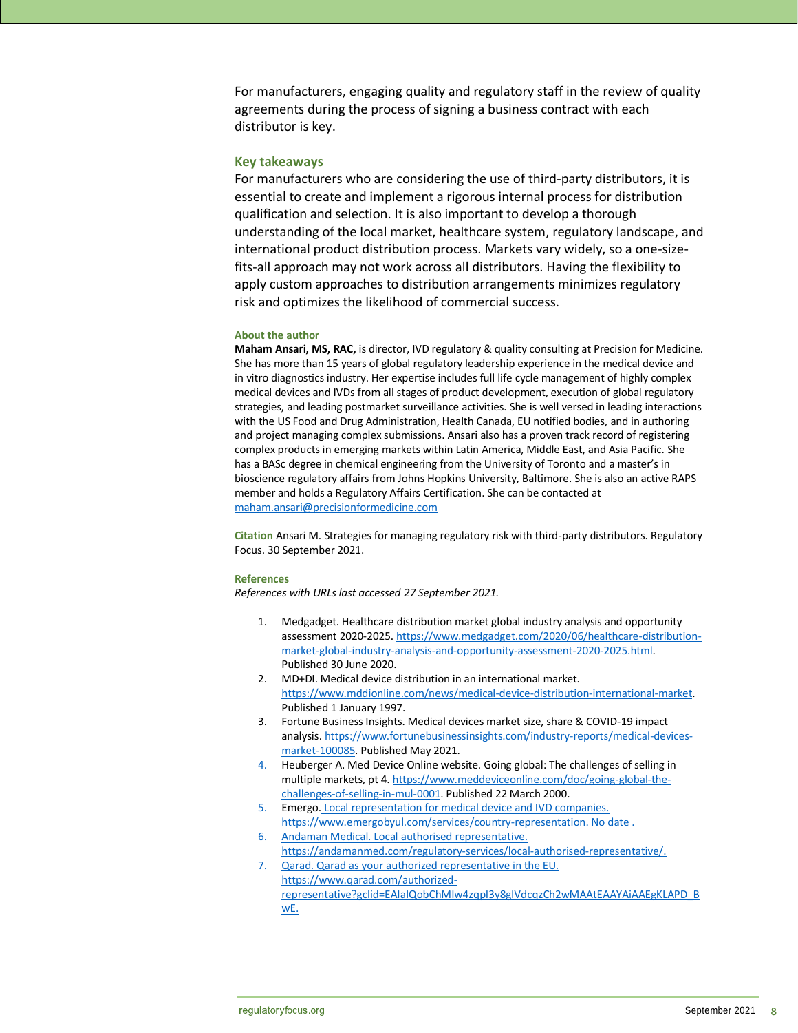For manufacturers, engaging quality and regulatory staff in the review of quality agreements during the process of signing a business contract with each distributor is key.

## Key takeaways

For manufacturers who are considering the use of third-party distributors, it is essential to create and implement a rigorous internal process for distribution qualification and selection. It is also important to develop a thorough understanding of the local market, healthcare system, regulatory landscape, and international product distribution process. Markets vary widely, so a one-size-fits-all approach may not work across all distributors. Having the flexibility to apply custom approaches to distribution arrangements minimizes regulatory risk and optimizes the likelihood of commercial success.

### About the author

**Maham Ansari, MS, RAC,** is director, IVD regulatory & quality consulting at Precision for Medicine. She has more than 15 years of global regulatory leadership experience in the medical device and in vitro diagnostics industry. Her expertise includes full life cycle management of highly complex medical devices and IVDs from all stages of product development, execution of global regulatory strategies, and leading postmarket surveillance activities. She is well versed in leading interactions with the US Food and Drug Administration, Health Canada, EU notified bodies, and in authoring and project managing complex submissions. Ansari also has a proven track record of registering complex products in emerging markets within Latin America, Middle East, and Asia Pacific. She has a BASc degree in chemical engineering from the University of Toronto and a master's in bioscience regulatory affairs from Johns Hopkins University, Baltimore. She is also an active RAPS member and holds a Regulatory Affairs Certification. She can be contacted at maham.ansari@precisionformedicine.com

**Citation** Ansari M. Strategies for managing regulatory risk with third-party distributors. Regulatory Focus. 30 September 2021.

### References

*References with URLs last accessed 27 September 2021.*

1. Medgadget. Healthcare distribution market global industry analysis and opportunity assessment 2020-2025. https://www.medgadget.com/2020/06/healthcare-distribution-market-global-industry-analysis-and-opportunity-assessment-2020-2025.html. Published 30 June 2020.
2. MD+DI. Medical device distribution in an international market. https://www.mddionline.com/news/medical-device-distribution-international-market. Published 1 January 1997.
3. Fortune Business Insights. Medical devices market size, share & COVID-19 impact analysis. https://www.fortunebusinessinsights.com/industry-reports/medical-devices-market-100085. Published May 2021.
4. Heuberger A. Med Device Online website. Going global: The challenges of selling in multiple markets, pt 4. https://www.meddeviceonline.com/doc/going-global-the-challenges-of-selling-in-mul-0001. Published 22 March 2000.
5. Emergo. Local representation for medical device and IVD companies. https://www.emergobyul.com/services/country-representation. No date .
6. Andaman Medical. Local authorised representative. https://andamanmed.com/regulatory-services/local-authorised-representative/.
7. Qarad. Qarad as your authorized representative in the EU. https://www.qarad.com/authorized-representative?gclid=EAIaIQobChMIw4zqpI3y8gIVdcqzCh2wMAAtEAAYAiAAEgKLAPD_BwE.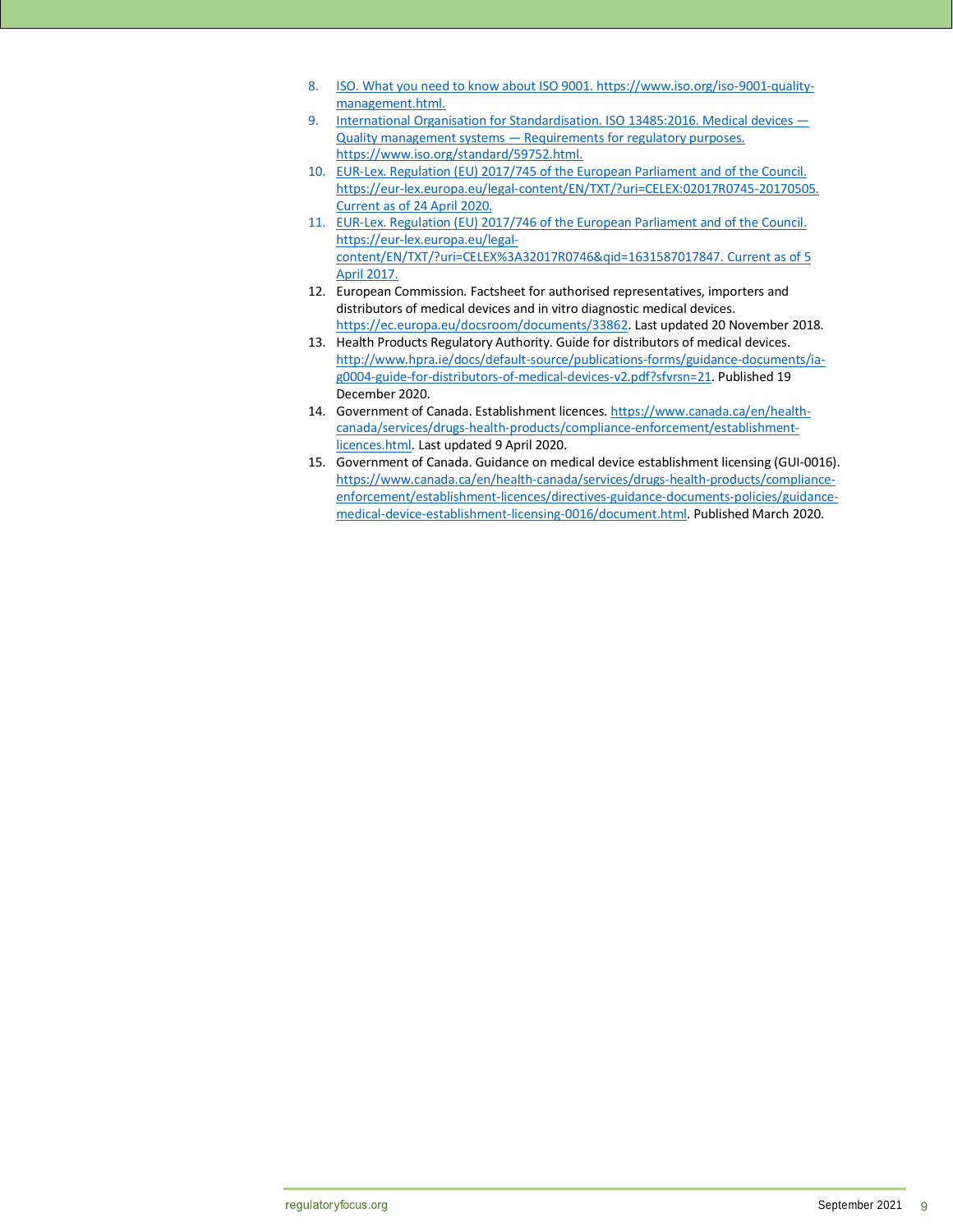8. ISO. What you need to know about ISO 9001. https://www.iso.org/iso-9001-quality-management.html.
9. International Organisation for Standardisation. ISO 13485:2016. Medical devices — Quality management systems — Requirements for regulatory purposes. https://www.iso.org/standard/59752.html.
10. EUR-Lex. Regulation (EU) 2017/745 of the European Parliament and of the Council. https://eur-lex.europa.eu/legal-content/EN/TXT/?uri=CELEX:02017R0745-20170505. Current as of 24 April 2020.
11. EUR-Lex. Regulation (EU) 2017/746 of the European Parliament and of the Council. https://eur-lex.europa.eu/legal-content/EN/TXT/?uri=CELEX%3A32017R0746&qid=1631587017847. Current as of 5 April 2017.
12. European Commission. Factsheet for authorised representatives, importers and distributors of medical devices and in vitro diagnostic medical devices. https://ec.europa.eu/docsroom/documents/33862. Last updated 20 November 2018.
13. Health Products Regulatory Authority. Guide for distributors of medical devices. http://www.hpra.ie/docs/default-source/publications-forms/guidance-documents/ia-g0004-guide-for-distributors-of-medical-devices-v2.pdf?sfvrsn=21. Published 19 December 2020.
14. Government of Canada. Establishment licences. https://www.canada.ca/en/health-canada/services/drugs-health-products/compliance-enforcement/establishment-licences.html. Last updated 9 April 2020.
15. Government of Canada. Guidance on medical device establishment licensing (GUI-0016). https://www.canada.ca/en/health-canada/services/drugs-health-products/compliance-enforcement/establishment-licences/directives-guidance-documents-policies/guidance-medical-device-establishment-licensing-0016/document.html. Published March 2020.